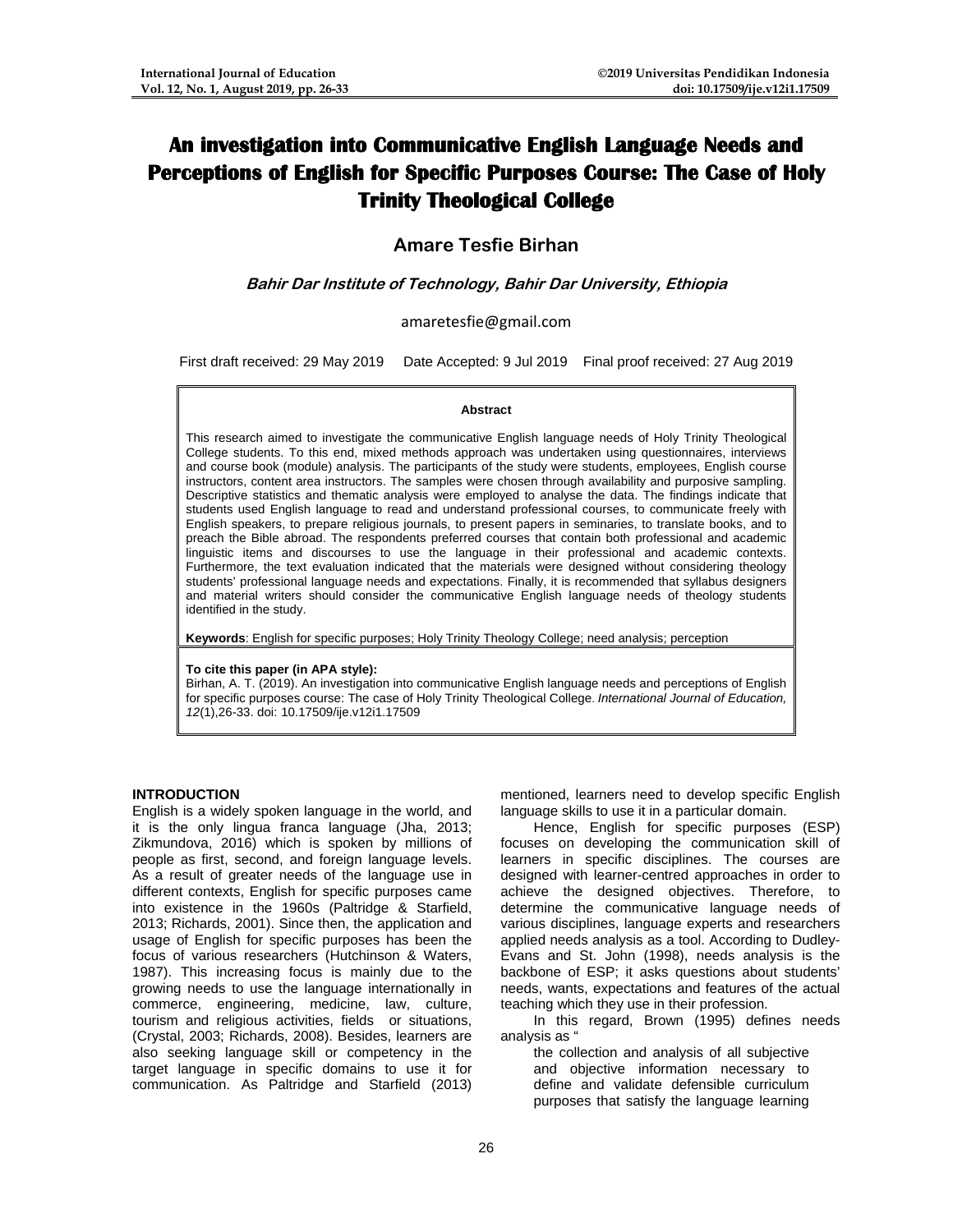# An investigation into Communicative English Language Needs and Perceptions of English for Specific Purposes Course: The Case of Holy Trinity Theological College

**Amare Tesfie Birhan**

***Bahir Dar Institute of Technology, Bahir Dar University, Ethiopia***

amaretesfie@gmail.com

First draft received: 29 May 2019 Date Accepted: 9 Jul 2019 Final proof received: 27 Aug 2019

**Abstract**

This research aimed to investigate the communicative English language needs of Holy Trinity Theological College students. To this end, mixed methods approach was undertaken using questionnaires, interviews and course book (module) analysis. The participants of the study were students, employees, English course instructors, content area instructors. The samples were chosen through availability and purposive sampling. Descriptive statistics and thematic analysis were employed to analyse the data. The findings indicate that students used English language to read and understand professional courses, to communicate freely with English speakers, to prepare religious journals, to present papers in seminaries, to translate books, and to preach the Bible abroad. The respondents preferred courses that contain both professional and academic linguistic items and discourses to use the language in their professional and academic contexts. Furthermore, the text evaluation indicated that the materials were designed without considering theology students' professional language needs and expectations. Finally, it is recommended that syllabus designers and material writers should consider the communicative English language needs of theology students identified in the study.

**Keywords**: English for specific purposes; Holy Trinity Theology College; need analysis; perception

**To cite this paper (in APA style):**
Birhan, A. T. (2019). An investigation into communicative English language needs and perceptions of English for specific purposes course: The case of Holy Trinity Theological College. *International Journal of Education, 12*(1),26-33. doi: 10.17509/ije.v12i1.17509

## INTRODUCTION

English is a widely spoken language in the world, and it is the only lingua franca language (Jha, 2013; Zikmundova, 2016) which is spoken by millions of people as first, second, and foreign language levels. As a result of greater needs of the language use in different contexts, English for specific purposes came into existence in the 1960s (Paltridge & Starfield, 2013; Richards, 2001). Since then, the application and usage of English for specific purposes has been the focus of various researchers (Hutchinson & Waters, 1987). This increasing focus is mainly due to the growing needs to use the language internationally in commerce, engineering, medicine, law, culture, tourism and religious activities, fields or situations, (Crystal, 2003; Richards, 2008). Besides, learners are also seeking language skill or competency in the target language in specific domains to use it for communication. As Paltridge and Starfield (2013) mentioned, learners need to develop specific English language skills to use it in a particular domain.

Hence, English for specific purposes (ESP) focuses on developing the communication skill of learners in specific disciplines. The courses are designed with learner-centred approaches in order to achieve the designed objectives. Therefore, to determine the communicative language needs of various disciplines, language experts and researchers applied needs analysis as a tool. According to Dudley-Evans and St. John (1998), needs analysis is the backbone of ESP; it asks questions about students' needs, wants, expectations and features of the actual teaching which they use in their profession.

In this regard, Brown (1995) defines needs analysis as "

> the collection and analysis of all subjective and objective information necessary to define and validate defensible curriculum purposes that satisfy the language learning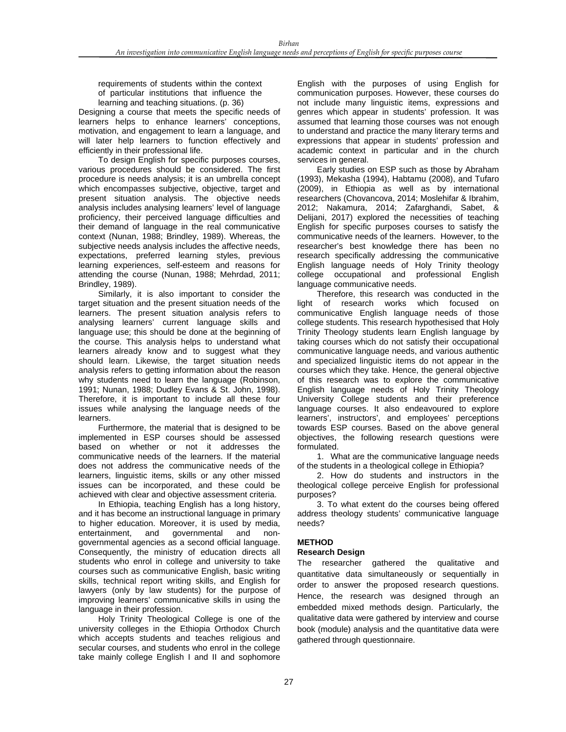requirements of students within the context of particular institutions that influence the learning and teaching situations. (p. 36)

Designing a course that meets the specific needs of learners helps to enhance learners' conceptions, motivation, and engagement to learn a language, and will later help learners to function effectively and efficiently in their professional life.

To design English for specific purposes courses, various procedures should be considered. The first procedure is needs analysis; it is an umbrella concept which encompasses subjective, objective, target and present situation analysis. The objective needs analysis includes analysing learners' level of language proficiency, their perceived language difficulties and their demand of language in the real communicative context (Nunan, 1988; Brindley, 1989). Whereas, the subjective needs analysis includes the affective needs, expectations, preferred learning styles, previous learning experiences, self-esteem and reasons for attending the course (Nunan, 1988; Mehrdad, 2011; Brindley, 1989).

Similarly, it is also important to consider the target situation and the present situation needs of the learners. The present situation analysis refers to analysing learners' current language skills and language use; this should be done at the beginning of the course. This analysis helps to understand what learners already know and to suggest what they should learn. Likewise, the target situation needs analysis refers to getting information about the reason why students need to learn the language (Robinson, 1991; Nunan, 1988; Dudley Evans & St. John, 1998). Therefore, it is important to include all these four issues while analysing the language needs of the learners.

Furthermore, the material that is designed to be implemented in ESP courses should be assessed based on whether or not it addresses the communicative needs of the learners. If the material does not address the communicative needs of the learners, linguistic items, skills or any other missed issues can be incorporated, and these could be achieved with clear and objective assessment criteria.

In Ethiopia, teaching English has a long history, and it has become an instructional language in primary to higher education. Moreover, it is used by media, entertainment, and governmental and non-governmental agencies as a second official language. Consequently, the ministry of education directs all students who enrol in college and university to take courses such as communicative English, basic writing skills, technical report writing skills, and English for lawyers (only by law students) for the purpose of improving learners' communicative skills in using the language in their profession.

Holy Trinity Theological College is one of the university colleges in the Ethiopia Orthodox Church which accepts students and teaches religious and secular courses, and students who enrol in the college take mainly college English I and II and sophomore English with the purposes of using English for communication purposes. However, these courses do not include many linguistic items, expressions and genres which appear in students' profession. It was assumed that learning those courses was not enough to understand and practice the many literary terms and expressions that appear in students' profession and academic context in particular and in the church services in general.

Early studies on ESP such as those by Abraham (1993), Mekasha (1994), Habtamu (2008), and Tufaro (2009), in Ethiopia as well as by international researchers (Chovancova, 2014; Moslehifar & Ibrahim, 2012; Nakamura, 2014; Zafarghandi, Sabet, & Delijani, 2017) explored the necessities of teaching English for specific purposes courses to satisfy the communicative needs of the learners. However, to the researcher's best knowledge there has been no research specifically addressing the communicative English language needs of Holy Trinity theology college occupational and professional English language communicative needs.

Therefore, this research was conducted in the light of research works which focused on communicative English language needs of those college students. This research hypothesised that Holy Trinity Theology students learn English language by taking courses which do not satisfy their occupational communicative language needs, and various authentic and specialized linguistic items do not appear in the courses which they take. Hence, the general objective of this research was to explore the communicative English language needs of Holy Trinity Theology University College students and their preference language courses. It also endeavoured to explore learners', instructors', and employees' perceptions towards ESP courses. Based on the above general objectives, the following research questions were formulated.

1. What are the communicative language needs of the students in a theological college in Ethiopia?
2. How do students and instructors in the theological college perceive English for professional purposes?
3. To what extent do the courses being offered address theology students' communicative language needs?

## METHOD

### Research Design

The researcher gathered the qualitative and quantitative data simultaneously or sequentially in order to answer the proposed research questions. Hence, the research was designed through an embedded mixed methods design. Particularly, the qualitative data were gathered by interview and course book (module) analysis and the quantitative data were gathered through questionnaire.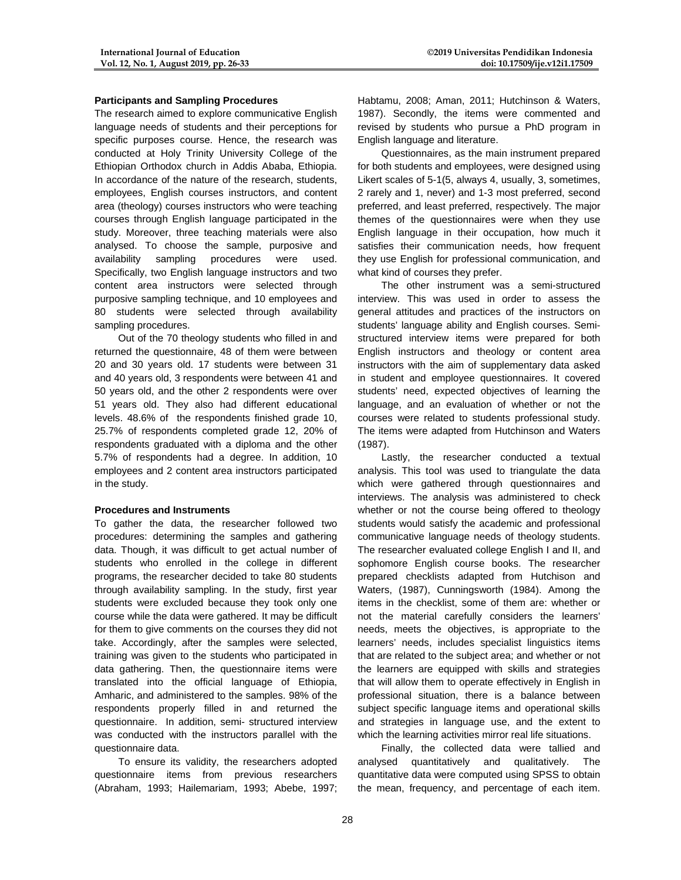### Participants and Sampling Procedures

The research aimed to explore communicative English language needs of students and their perceptions for specific purposes course. Hence, the research was conducted at Holy Trinity University College of the Ethiopian Orthodox church in Addis Ababa, Ethiopia. In accordance of the nature of the research, students, employees, English courses instructors, and content area (theology) courses instructors who were teaching courses through English language participated in the study. Moreover, three teaching materials were also analysed. To choose the sample, purposive and availability sampling procedures were used. Specifically, two English language instructors and two content area instructors were selected through purposive sampling technique, and 10 employees and 80 students were selected through availability sampling procedures.

Out of the 70 theology students who filled in and returned the questionnaire, 48 of them were between 20 and 30 years old. 17 students were between 31 and 40 years old, 3 respondents were between 41 and 50 years old, and the other 2 respondents were over 51 years old. They also had different educational levels. 48.6% of the respondents finished grade 10, 25.7% of respondents completed grade 12, 20% of respondents graduated with a diploma and the other 5.7% of respondents had a degree. In addition, 10 employees and 2 content area instructors participated in the study.

### Procedures and Instruments

To gather the data, the researcher followed two procedures: determining the samples and gathering data. Though, it was difficult to get actual number of students who enrolled in the college in different programs, the researcher decided to take 80 students through availability sampling. In the study, first year students were excluded because they took only one course while the data were gathered. It may be difficult for them to give comments on the courses they did not take. Accordingly, after the samples were selected, training was given to the students who participated in data gathering. Then, the questionnaire items were translated into the official language of Ethiopia, Amharic, and administered to the samples. 98% of the respondents properly filled in and returned the questionnaire. In addition, semi- structured interview was conducted with the instructors parallel with the questionnaire data.

To ensure its validity, the researchers adopted questionnaire items from previous researchers (Abraham, 1993; Hailemariam, 1993; Abebe, 1997; Habtamu, 2008; Aman, 2011; Hutchinson & Waters, 1987). Secondly, the items were commented and revised by students who pursue a PhD program in English language and literature.

Questionnaires, as the main instrument prepared for both students and employees, were designed using Likert scales of 5-1(5, always 4, usually, 3, sometimes, 2 rarely and 1, never) and 1-3 most preferred, second preferred, and least preferred, respectively. The major themes of the questionnaires were when they use English language in their occupation, how much it satisfies their communication needs, how frequent they use English for professional communication, and what kind of courses they prefer.

The other instrument was a semi-structured interview. This was used in order to assess the general attitudes and practices of the instructors on students' language ability and English courses. Semi-structured interview items were prepared for both English instructors and theology or content area instructors with the aim of supplementary data asked in student and employee questionnaires. It covered students' need, expected objectives of learning the language, and an evaluation of whether or not the courses were related to students professional study. The items were adapted from Hutchinson and Waters (1987).

Lastly, the researcher conducted a textual analysis. This tool was used to triangulate the data which were gathered through questionnaires and interviews. The analysis was administered to check whether or not the course being offered to theology students would satisfy the academic and professional communicative language needs of theology students. The researcher evaluated college English I and II, and sophomore English course books. The researcher prepared checklists adapted from Hutchison and Waters, (1987), Cunningsworth (1984). Among the items in the checklist, some of them are: whether or not the material carefully considers the learners' needs, meets the objectives, is appropriate to the learners' needs, includes specialist linguistics items that are related to the subject area; and whether or not the learners are equipped with skills and strategies that will allow them to operate effectively in English in professional situation, there is a balance between subject specific language items and operational skills and strategies in language use, and the extent to which the learning activities mirror real life situations.

Finally, the collected data were tallied and analysed quantitatively and qualitatively. The quantitative data were computed using SPSS to obtain the mean, frequency, and percentage of each item.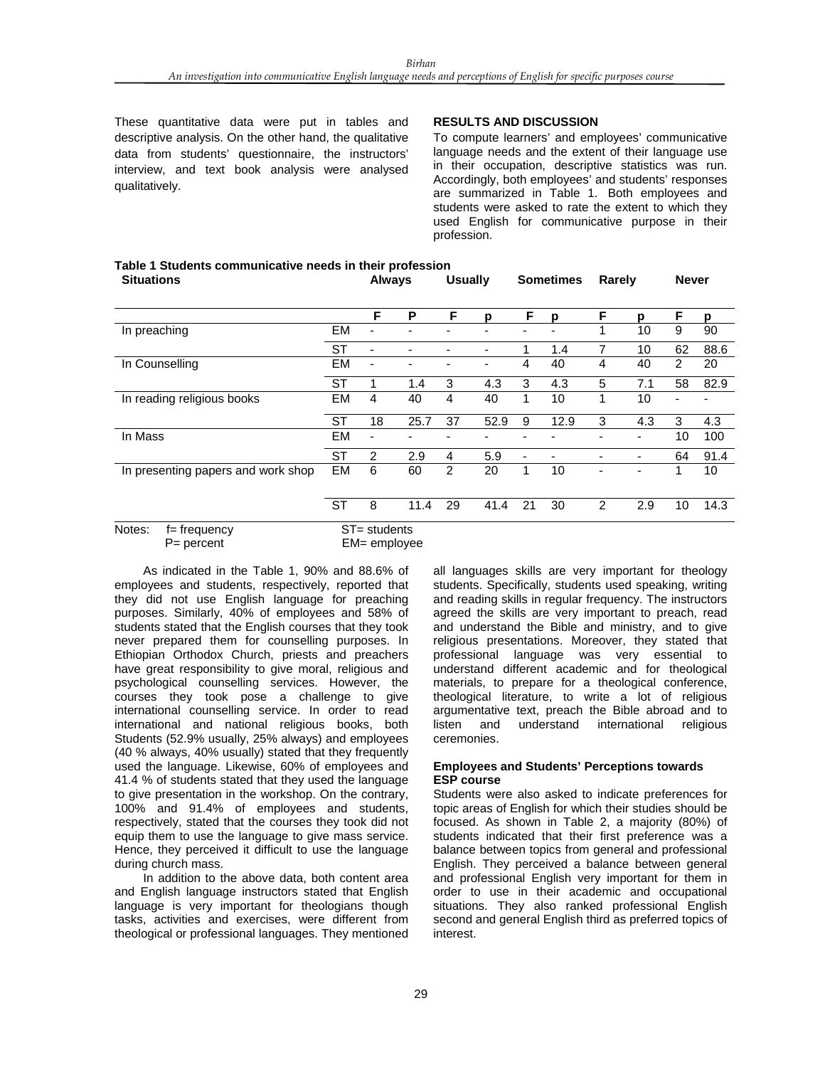These quantitative data were put in tables and descriptive analysis. On the other hand, the qualitative data from students' questionnaire, the instructors' interview, and text book analysis were analysed qualitatively.

## RESULTS AND DISCUSSION

To compute learners' and employees' communicative language needs and the extent of their language use in their occupation, descriptive statistics was run. Accordingly, both employees' and students' responses are summarized in Table 1. Both employees and students were asked to rate the extent to which they used English for communicative purpose in their profession.

**Table 1 Students communicative needs in their profession**

| Situations | | Always | | Usually | | Sometimes | | Rarely | | Never | |
|---|---|---|---|---|---|---|---|---|---|---|---|
| | | F | P | F | p | F | p | F | p | F | p |
| In preaching | EM | - | - | - | - | - | - | 1 | 10 | 9 | 90 |
| | ST | - | - | - | - | 1 | 1.4 | 7 | 10 | 62 | 88.6 |
| In Counselling | EM | - | - | - | - | 4 | 40 | 4 | 40 | 2 | 20 |
| | ST | 1 | 1.4 | 3 | 4.3 | 3 | 4.3 | 5 | 7.1 | 58 | 82.9 |
| In reading religious books | EM | 4 | 40 | 4 | 40 | 1 | 10 | 1 | 10 | - | - |
| | ST | 18 | 25.7 | 37 | 52.9 | 9 | 12.9 | 3 | 4.3 | 3 | 4.3 |
| In Mass | EM | - | - | - | - | - | - | - | - | 10 | 100 |
| | ST | 2 | 2.9 | 4 | 5.9 | - | - | - | - | 64 | 91.4 |
| In presenting papers and work shop | EM | 6 | 60 | 2 | 20 | 1 | 10 | - | - | 1 | 10 |
| | ST | 8 | 11.4 | 29 | 41.4 | 21 | 30 | 2 | 2.9 | 10 | 14.3 |

Notes: f= frequency, P= percent, ST= students, EM= employee

As indicated in the Table 1, 90% and 88.6% of employees and students, respectively, reported that they did not use English language for preaching purposes. Similarly, 40% of employees and 58% of students stated that the English courses that they took never prepared them for counselling purposes. In Ethiopian Orthodox Church, priests and preachers have great responsibility to give moral, religious and psychological counselling services. However, the courses they took pose a challenge to give international counselling service. In order to read international and national religious books, both Students (52.9% usually, 25% always) and employees (40 % always, 40% usually) stated that they frequently used the language. Likewise, 60% of employees and 41.4 % of students stated that they used the language to give presentation in the workshop. On the contrary, 100% and 91.4% of employees and students, respectively, stated that the courses they took did not equip them to use the language to give mass service. Hence, they perceived it difficult to use the language during church mass.

In addition to the above data, both content area and English language instructors stated that English language is very important for theologians though tasks, activities and exercises, were different from theological or professional languages. They mentioned all languages skills are very important for theology students. Specifically, students used speaking, writing and reading skills in regular frequency. The instructors agreed the skills are very important to preach, read and understand the Bible and ministry, and to give religious presentations. Moreover, they stated that professional language was very essential to understand different academic and for theological materials, to prepare for a theological conference, theological literature, to write a lot of religious argumentative text, preach the Bible abroad and to listen and understand international religious ceremonies.

### Employees and Students' Perceptions towards ESP course

Students were also asked to indicate preferences for topic areas of English for which their studies should be focused. As shown in Table 2, a majority (80%) of students indicated that their first preference was a balance between topics from general and professional English. They perceived a balance between general and professional English very important for them in order to use in their academic and occupational situations. They also ranked professional English second and general English third as preferred topics of interest.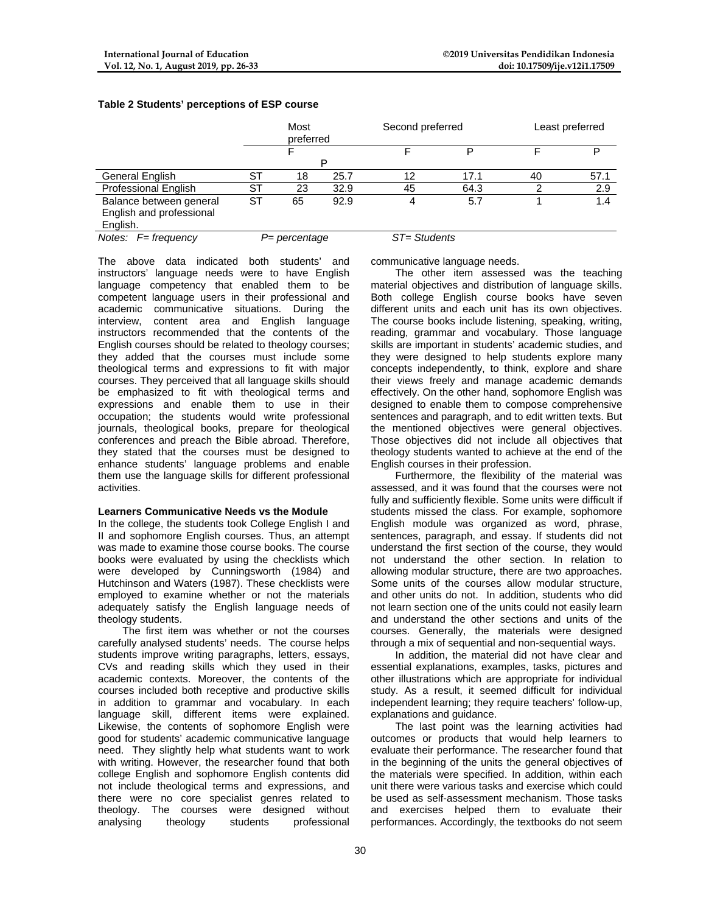**Table 2 Students' perceptions of ESP course**

| | | Most preferred | | Second preferred | | Least preferred | |
|---|---|---|---|---|---|---|---|
| | | F | P | F | P | F | P |
| General English | ST | 18 | 25.7 | 12 | 17.1 | 40 | 57.1 |
| Professional English | ST | 23 | 32.9 | 45 | 64.3 | 2 | 2.9 |
| Balance between general English and professional English. | ST | 65 | 92.9 | 4 | 5.7 | 1 | 1.4 |

*Notes: F= frequency P= percentage ST= Students*

The above data indicated both students' and instructors' language needs were to have English language competency that enabled them to be competent language users in their professional and academic communicative situations. During the interview, content area and English language instructors recommended that the contents of the English courses should be related to theology courses; they added that the courses must include some theological terms and expressions to fit with major courses. They perceived that all language skills should be emphasized to fit with theological terms and expressions and enable them to use in their occupation; the students would write professional journals, theological books, prepare for theological conferences and preach the Bible abroad. Therefore, they stated that the courses must be designed to enhance students' language problems and enable them use the language skills for different professional activities.

**Learners Communicative Needs vs the Module**

In the college, the students took College English I and II and sophomore English courses. Thus, an attempt was made to examine those course books. The course books were evaluated by using the checklists which were developed by Cunningsworth (1984) and Hutchinson and Waters (1987). These checklists were employed to examine whether or not the materials adequately satisfy the English language needs of theology students.

The first item was whether or not the courses carefully analysed students' needs. The course helps students improve writing paragraphs, letters, essays, CVs and reading skills which they used in their academic contexts. Moreover, the contents of the courses included both receptive and productive skills in addition to grammar and vocabulary. In each language skill, different items were explained. Likewise, the contents of sophomore English were good for students' academic communicative language need. They slightly help what students want to work with writing. However, the researcher found that both college English and sophomore English contents did not include theological terms and expressions, and there were no core specialist genres related to theology. The courses were designed without analysing theology students professional communicative language needs.

The other item assessed was the teaching material objectives and distribution of language skills. Both college English course books have seven different units and each unit has its own objectives. The course books include listening, speaking, writing, reading, grammar and vocabulary. Those language skills are important in students' academic studies, and they were designed to help students explore many concepts independently, to think, explore and share their views freely and manage academic demands effectively. On the other hand, sophomore English was designed to enable them to compose comprehensive sentences and paragraph, and to edit written texts. But the mentioned objectives were general objectives. Those objectives did not include all objectives that theology students wanted to achieve at the end of the English courses in their profession.

Furthermore, the flexibility of the material was assessed, and it was found that the courses were not fully and sufficiently flexible. Some units were difficult if students missed the class. For example, sophomore English module was organized as word, phrase, sentences, paragraph, and essay. If students did not understand the first section of the course, they would not understand the other section. In relation to allowing modular structure, there are two approaches. Some units of the courses allow modular structure, and other units do not. In addition, students who did not learn section one of the units could not easily learn and understand the other sections and units of the courses. Generally, the materials were designed through a mix of sequential and non-sequential ways.

In addition, the material did not have clear and essential explanations, examples, tasks, pictures and other illustrations which are appropriate for individual study. As a result, it seemed difficult for individual independent learning; they require teachers' follow-up, explanations and guidance.

The last point was the learning activities had outcomes or products that would help learners to evaluate their performance. The researcher found that in the beginning of the units the general objectives of the materials were specified. In addition, within each unit there were various tasks and exercise which could be used as self-assessment mechanism. Those tasks and exercises helped them to evaluate their performances. Accordingly, the textbooks do not seem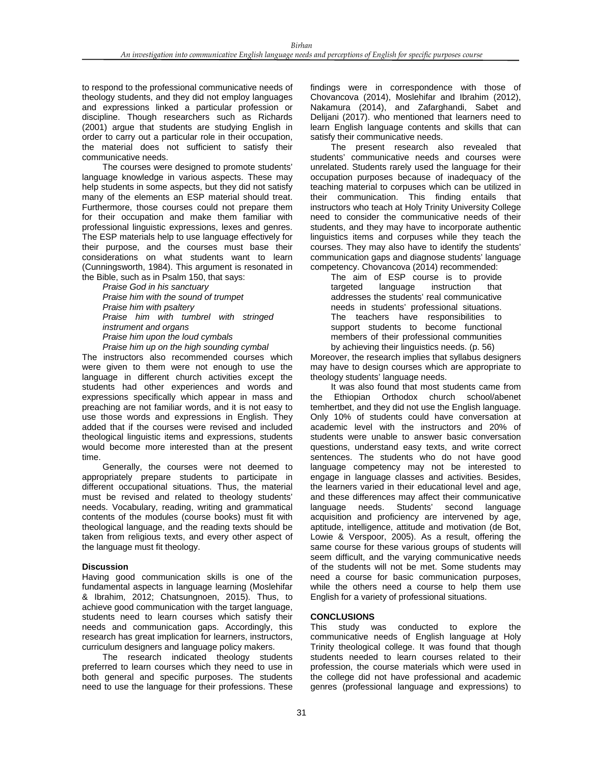to respond to the professional communicative needs of theology students, and they did not employ languages and expressions linked a particular profession or discipline. Though researchers such as Richards (2001) argue that students are studying English in order to carry out a particular role in their occupation, the material does not sufficient to satisfy their communicative needs.

The courses were designed to promote students' language knowledge in various aspects. These may help students in some aspects, but they did not satisfy many of the elements an ESP material should treat. Furthermore, those courses could not prepare them for their occupation and make them familiar with professional linguistic expressions, lexes and genres. The ESP materials help to use language effectively for their purpose, and the courses must base their considerations on what students want to learn (Cunningsworth, 1984). This argument is resonated in the Bible, such as in Psalm 150, that says:

> *Praise God in his sanctuary*
> *Praise him with the sound of trumpet*
> *Praise him with psaltery*
> *Praise him with tumbrel with stringed instrument and organs*
> *Praise him upon the loud cymbals*
> *Praise him up on the high sounding cymbal*

The instructors also recommended courses which were given to them were not enough to use the language in different church activities except the students had other experiences and words and expressions specifically which appear in mass and preaching are not familiar words, and it is not easy to use those words and expressions in English. They added that if the courses were revised and included theological linguistic items and expressions, students would become more interested than at the present time.

Generally, the courses were not deemed to appropriately prepare students to participate in different occupational situations. Thus, the material must be revised and related to theology students' needs. Vocabulary, reading, writing and grammatical contents of the modules (course books) must fit with theological language, and the reading texts should be taken from religious texts, and every other aspect of the language must fit theology.

### Discussion

Having good communication skills is one of the fundamental aspects in language learning (Moslehifar & Ibrahim, 2012; Chatsungnoen, 2015). Thus, to achieve good communication with the target language, students need to learn courses which satisfy their needs and communication gaps. Accordingly, this research has great implication for learners, instructors, curriculum designers and language policy makers.

The research indicated theology students preferred to learn courses which they need to use in both general and specific purposes. The students need to use the language for their professions. These findings were in correspondence with those of Chovancova (2014), Moslehifar and Ibrahim (2012), Nakamura (2014), and Zafarghandi, Sabet and Delijani (2017). who mentioned that learners need to learn English language contents and skills that can satisfy their communicative needs.

The present research also revealed that students' communicative needs and courses were unrelated. Students rarely used the language for their occupation purposes because of inadequacy of the teaching material to corpuses which can be utilized in their communication. This finding entails that instructors who teach at Holy Trinity University College need to consider the communicative needs of their students, and they may have to incorporate authentic linguistics items and corpuses while they teach the courses. They may also have to identify the students' communication gaps and diagnose students' language competency. Chovancova (2014) recommended:

> The aim of ESP course is to provide targeted language instruction that addresses the students' real communicative needs in students' professional situations. The teachers have responsibilities to support students to become functional members of their professional communities by achieving their linguistics needs. (p. 56)

Moreover, the research implies that syllabus designers may have to design courses which are appropriate to theology students' language needs.

It was also found that most students came from the Ethiopian Orthodox church school/abenet temhertbet, and they did not use the English language. Only 10% of students could have conversation at academic level with the instructors and 20% of students were unable to answer basic conversation questions, understand easy texts, and write correct sentences. The students who do not have good language competency may not be interested to engage in language classes and activities. Besides, the learners varied in their educational level and age, and these differences may affect their communicative language needs. Students' second language acquisition and proficiency are intervened by age, aptitude, intelligence, attitude and motivation (de Bot, Lowie & Verspoor, 2005). As a result, offering the same course for these various groups of students will seem difficult, and the varying communicative needs of the students will not be met. Some students may need a course for basic communication purposes, while the others need a course to help them use English for a variety of professional situations.

## CONCLUSIONS

This study was conducted to explore the communicative needs of English language at Holy Trinity theological college. It was found that though students needed to learn courses related to their profession, the course materials which were used in the college did not have professional and academic genres (professional language and expressions) to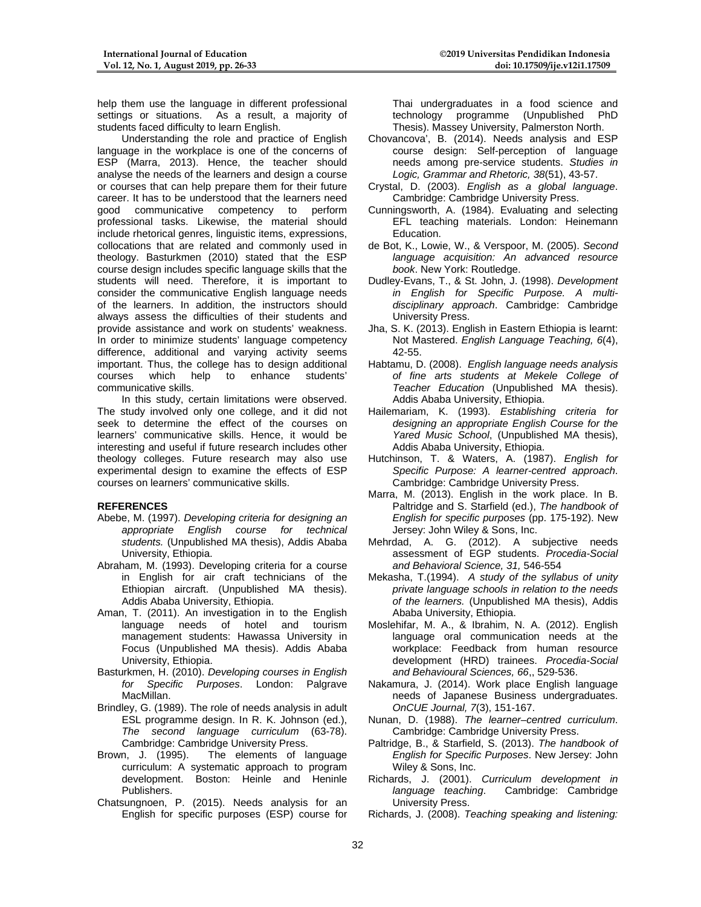help them use the language in different professional settings or situations. As a result, a majority of students faced difficulty to learn English.

Understanding the role and practice of English language in the workplace is one of the concerns of ESP (Marra, 2013). Hence, the teacher should analyse the needs of the learners and design a course or courses that can help prepare them for their future career. It has to be understood that the learners need good communicative competency to perform professional tasks. Likewise, the material should include rhetorical genres, linguistic items, expressions, collocations that are related and commonly used in theology. Basturkmen (2010) stated that the ESP course design includes specific language skills that the students will need. Therefore, it is important to consider the communicative English language needs of the learners. In addition, the instructors should always assess the difficulties of their students and provide assistance and work on students' weakness. In order to minimize students' language competency difference, additional and varying activity seems important. Thus, the college has to design additional courses which help to enhance students' communicative skills.

In this study, certain limitations were observed. The study involved only one college, and it did not seek to determine the effect of the courses on learners' communicative skills. Hence, it would be interesting and useful if future research includes other theology colleges. Future research may also use experimental design to examine the effects of ESP courses on learners' communicative skills.

## REFERENCES

Abebe, M. (1997). *Developing criteria for designing an appropriate English course for technical students.* (Unpublished MA thesis), Addis Ababa University, Ethiopia.

Abraham, M. (1993). Developing criteria for a course in English for air craft technicians of the Ethiopian aircraft. (Unpublished MA thesis). Addis Ababa University, Ethiopia.

Aman, T. (2011). An investigation in to the English language needs of hotel and tourism management students: Hawassa University in Focus (Unpublished MA thesis). Addis Ababa University, Ethiopia.

Basturkmen, H. (2010). *Developing courses in English for Specific Purposes*. London: Palgrave MacMillan.

Brindley, G. (1989). The role of needs analysis in adult ESL programme design. In R. K. Johnson (ed.), *The second language curriculum* (63-78). Cambridge: Cambridge University Press.

Brown, J. (1995). The elements of language curriculum: A systematic approach to program development. Boston: Heinle and Heninle Publishers.

Chatsungnoen, P. (2015). Needs analysis for an English for specific purposes (ESP) course for Thai undergraduates in a food science and technology programme (Unpublished PhD Thesis). Massey University, Palmerston North.

Chovancova', B. (2014). Needs analysis and ESP course design: Self-perception of language needs among pre-service students. *Studies in Logic, Grammar and Rhetoric, 38*(51), 43-57.

Crystal, D. (2003). *English as a global language*. Cambridge: Cambridge University Press.

Cunningsworth, A. (1984). Evaluating and selecting EFL teaching materials. London: Heinemann Education.

de Bot, K., Lowie, W., & Verspoor, M. (2005). *Second language acquisition: An advanced resource book*. New York: Routledge.

Dudley-Evans, T., & St. John, J. (1998). *Development in English for Specific Purpose. A multi-disciplinary approach*. Cambridge: Cambridge University Press.

Jha, S. K. (2013). English in Eastern Ethiopia is learnt: Not Mastered. *English Language Teaching, 6*(4), 42-55.

Habtamu, D. (2008). *English language needs analysis of fine arts students at Mekele College of Teacher Education* (Unpublished MA thesis). Addis Ababa University, Ethiopia.

Hailemariam, K. (1993). *Establishing criteria for designing an appropriate English Course for the Yared Music School*, (Unpublished MA thesis), Addis Ababa University, Ethiopia.

Hutchinson, T. & Waters, A. (1987). *English for Specific Purpose: A learner-centred approach*. Cambridge: Cambridge University Press.

Marra, M. (2013). English in the work place. In B. Paltridge and S. Starfield (ed.), *The handbook of English for specific purposes* (pp. 175-192). New Jersey: John Wiley & Sons, Inc.

Mehrdad, A. G. (2012). A subjective needs assessment of EGP students. *Procedia-Social and Behavioral Science, 31,* 546-554

Mekasha, T.(1994). *A study of the syllabus of unity private language schools in relation to the needs of the learners.* (Unpublished MA thesis), Addis Ababa University, Ethiopia.

Moslehifar, M. A., & Ibrahim, N. A. (2012). English language oral communication needs at the workplace: Feedback from human resource development (HRD) trainees. *Procedia-Social and Behavioural Sciences, 66*,, 529-536.

Nakamura, J. (2014). Work place English language needs of Japanese Business undergraduates. *OnCUE Journal, 7*(3), 151-167.

Nunan, D. (1988). *The learner–centred curriculum.* Cambridge: Cambridge University Press.

Paltridge, B., & Starfield, S. (2013). *The handbook of English for Specific Purposes*. New Jersey: John Wiley & Sons, Inc.

Richards, J. (2001). *Curriculum development in language teaching*. Cambridge: Cambridge University Press.

Richards, J. (2008). *Teaching speaking and listening:*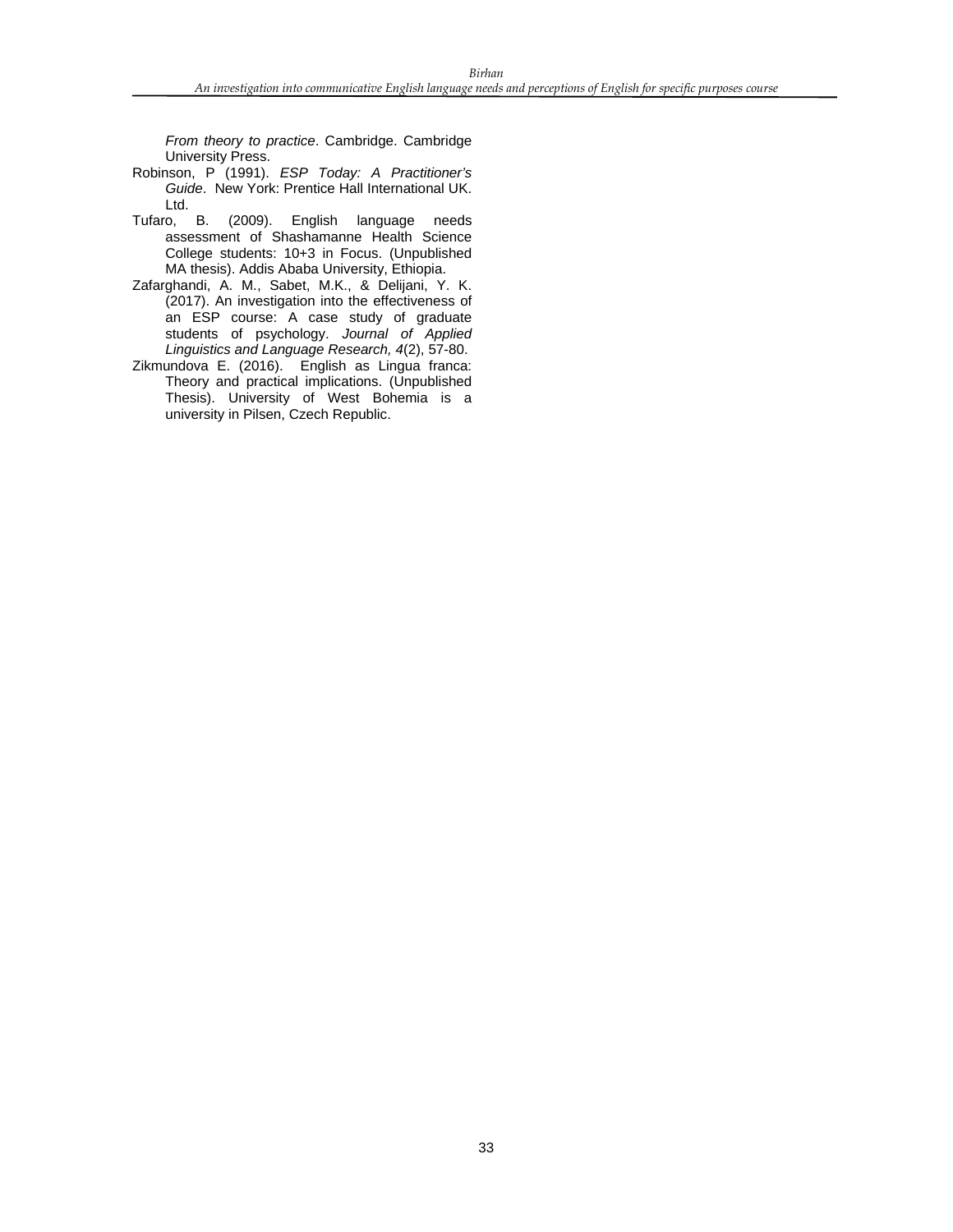*From theory to practice*. Cambridge. Cambridge University Press.

Robinson, P (1991). *ESP Today: A Practitioner's Guide*. New York: Prentice Hall International UK. Ltd.

Tufaro, B. (2009). English language needs assessment of Shashamanne Health Science College students: 10+3 in Focus. (Unpublished MA thesis). Addis Ababa University, Ethiopia.

Zafarghandi, A. M., Sabet, M.K., & Delijani, Y. K. (2017). An investigation into the effectiveness of an ESP course: A case study of graduate students of psychology. *Journal of Applied Linguistics and Language Research, 4*(2), 57-80.

Zikmundova E. (2016). English as Lingua franca: Theory and practical implications. (Unpublished Thesis). University of West Bohemia is a university in Pilsen, Czech Republic.